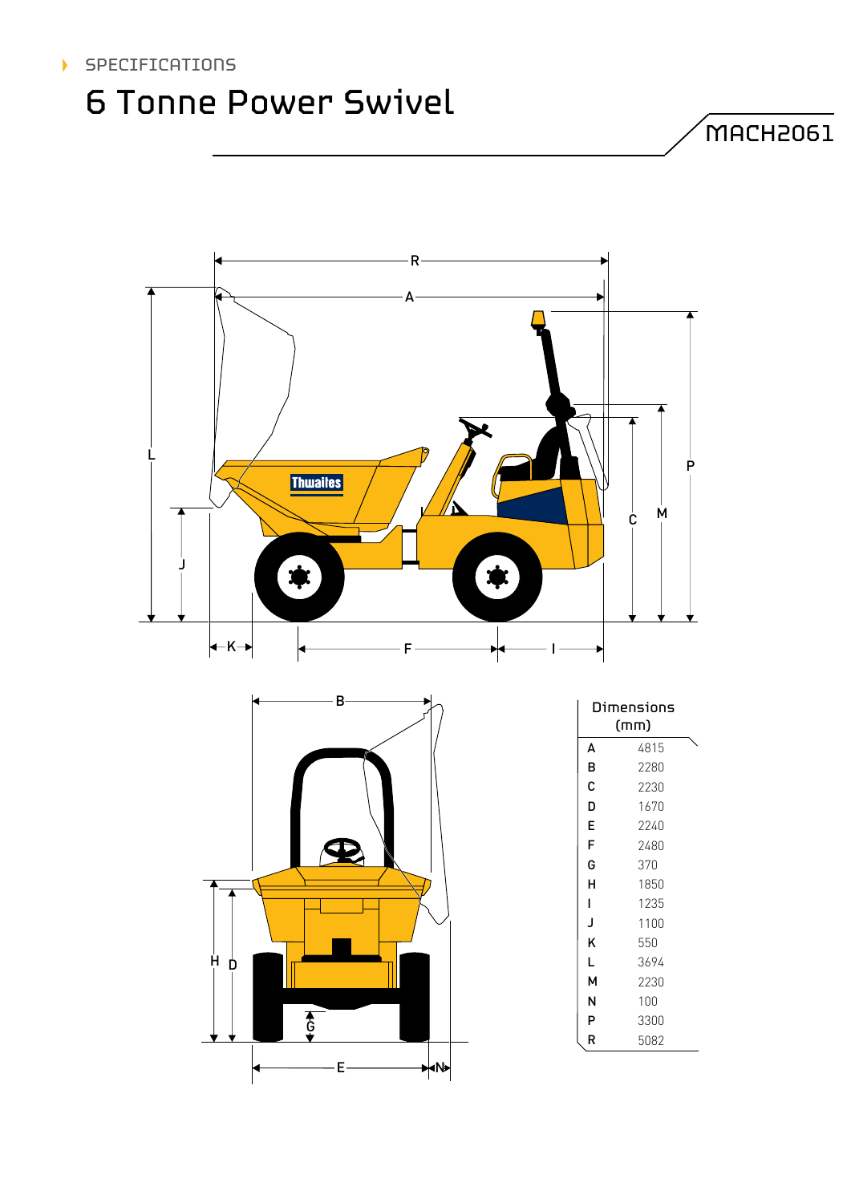SPECIFICATIONS

# 6 Tonne Power Swivel

MACH2061

| Dimensions (mm) | |
|---|---|
| A | 4815 |
| B | 2280 |
| C | 2230 |
| D | 1670 |
| E | 2240 |
| F | 2480 |
| G | 370 |
| H | 1850 |
| I | 1235 |
| J | 1100 |
| K | 550 |
| L | 3694 |
| M | 2230 |
| N | 100 |
| P | 3300 |
| R | 5082 |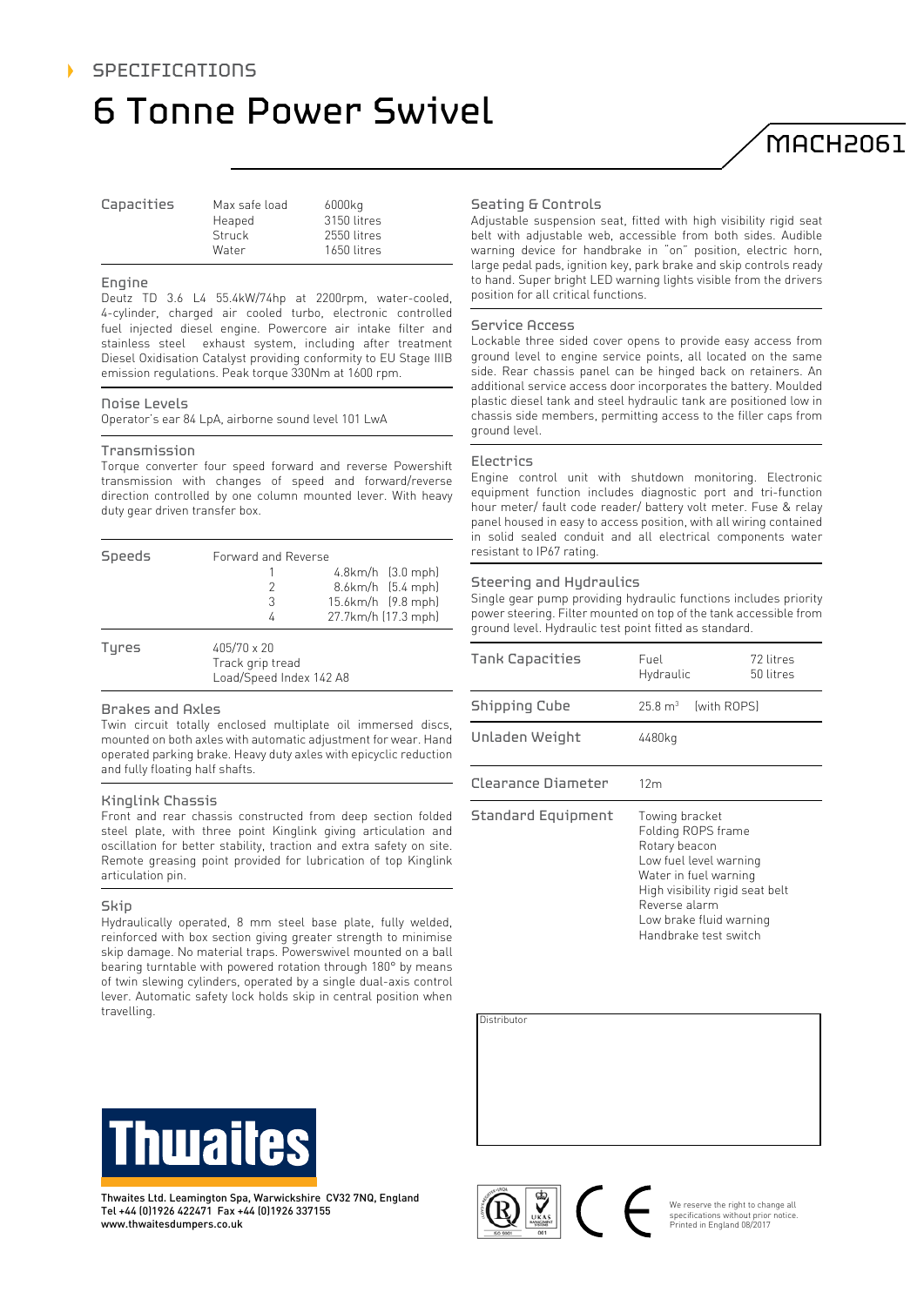SPECIFICATIONS

# 6 Tonne Power Swivel

MACH2061

## Capacities

| | |
|---|---|
| Max safe load | 6000kg |
| Heaped | 3150 litres |
| Struck | 2550 litres |
| Water | 1650 litres |

## Engine

Deutz TD 3.6 L4 55.4kW/74hp at 2200rpm, water-cooled, 4-cylinder, charged air cooled turbo, electronic controlled fuel injected diesel engine. Powercore air intake filter and stainless steel exhaust system, including after treatment Diesel Oxidisation Catalyst providing conformity to EU Stage IIIB emission regulations. Peak torque 330Nm at 1600 rpm.

## Noise Levels

Operator's ear 84 LpA, airborne sound level 101 LwA

## Transmission

Torque converter four speed forward and reverse Powershift transmission with changes of speed and forward/reverse direction controlled by one column mounted lever. With heavy duty gear driven transfer box.

## Speeds

Forward and Reverse

| | |
|---|---|
| 1 | 4.8km/h (3.0 mph) |
| 2 | 8.6km/h (5.4 mph) |
| 3 | 15.6km/h (9.8 mph) |
| 4 | 27.7km/h (17.3 mph) |

## Tyres

405/70 x 20
Track grip tread
Load/Speed Index 142 A8

## Brakes and Axles

Twin circuit totally enclosed multiplate oil immersed discs, mounted on both axles with automatic adjustment for wear. Hand operated parking brake. Heavy duty axles with epicyclic reduction and fully floating half shafts.

## Kinglink Chassis

Front and rear chassis constructed from deep section folded steel plate, with three point Kinglink giving articulation and oscillation for better stability, traction and extra safety on site. Remote greasing point provided for lubrication of top Kinglink articulation pin.

## Skip

Hydraulically operated, 8 mm steel base plate, fully welded, reinforced with box section giving greater strength to minimise skip damage. No material traps. Powerswivel mounted on a ball bearing turntable with powered rotation through 180° by means of twin slewing cylinders, operated by a single dual-axis control lever. Automatic safety lock holds skip in central position when travelling.

## Seating & Controls

Adjustable suspension seat, fitted with high visibility rigid seat belt with adjustable web, accessible from both sides. Audible warning device for handbrake in "on" position, electric horn, large pedal pads, ignition key, park brake and skip controls ready to hand. Super bright LED warning lights visible from the drivers position for all critical functions.

## Service Access

Lockable three sided cover opens to provide easy access from ground level to engine service points, all located on the same side. Rear chassis panel can be hinged back on retainers. An additional service access door incorporates the battery. Moulded plastic diesel tank and steel hydraulic tank are positioned low in chassis side members, permitting access to the filler caps from ground level.

## Electrics

Engine control unit with shutdown monitoring. Electronic equipment function includes diagnostic port and tri-function hour meter/ fault code reader/ battery volt meter. Fuse & relay panel housed in easy to access position, with all wiring contained in solid sealed conduit and all electrical components water resistant to IP67 rating.

## Steering and Hydraulics

Single gear pump providing hydraulic functions includes priority power steering. Filter mounted on top of the tank accessible from ground level. Hydraulic test point fitted as standard.

## Tank Capacities

| | |
|---|---|
| Fuel | 72 litres |
| Hydraulic | 50 litres |

## Shipping Cube

25.8 m³ (with ROPS)

## Unladen Weight

4480kg

## Clearance Diameter

12m

## Standard Equipment

- Towing bracket
- Folding ROPS frame
- Rotary beacon
- Low fuel level warning
- Water in fuel warning
- High visibility rigid seat belt
- Reverse alarm
- Low brake fluid warning
- Handbrake test switch

Distributor

Thwaites

Thwaites Ltd. Leamington Spa, Warwickshire CV32 7NQ, England
Tel +44 (0)1926 422471 Fax +44 (0)1926 337155
www.thwaitesdumpers.co.uk

We reserve the right to change all specifications without prior notice.
Printed in England 08/2017